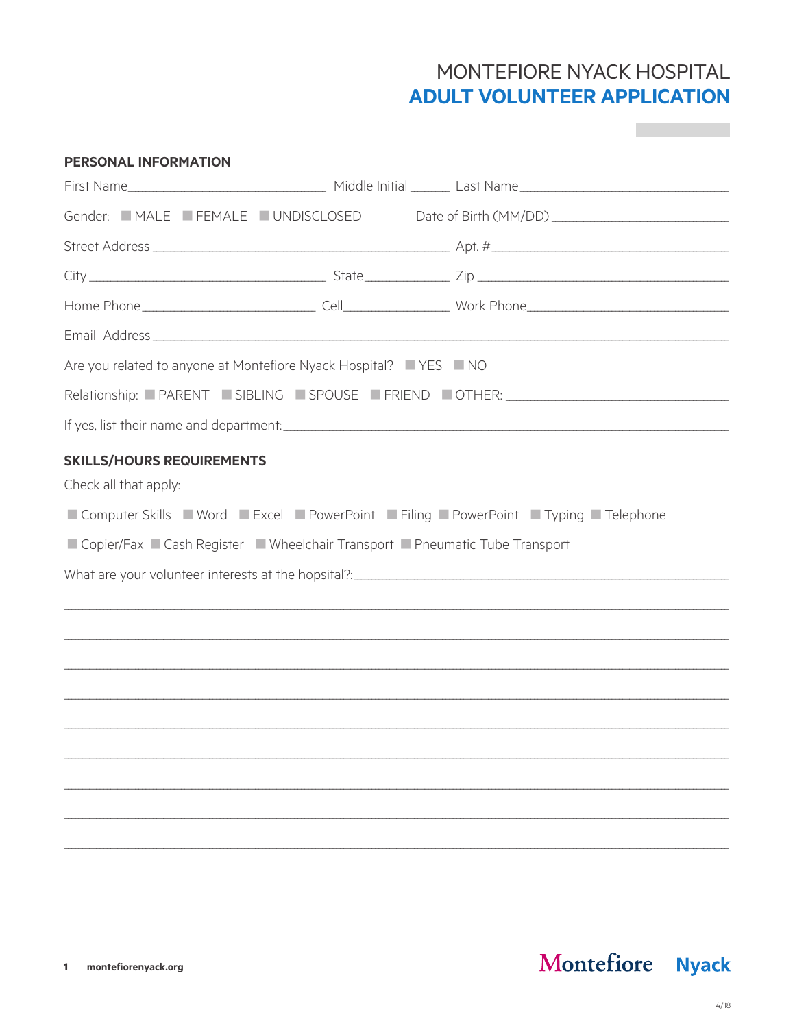MONTEFIORE NYACK HOSPITAL

# ADULT VOLUNTEER APPLICATION

## PERSONAL INFORMATION

First Name________________________ Middle Initial ______ Last Name________________________

Gender: ■ MALE ■ FEMALE ■ UNDISCLOSED Date of Birth (MM/DD) ________________________

Street Address ________________________ Apt. # ________________________

City ________________________ State____________ Zip ________________________

Home Phone________________________ Cell____________ Work Phone________________________

Email Address ________________________

Are you related to anyone at Montefiore Nyack Hospital? ■ YES ■ NO

Relationship: ■ PARENT ■ SIBLING ■ SPOUSE ■ FRIEND ■ OTHER: ________________________

If yes, list their name and department:________________________

## SKILLS/HOURS REQUIREMENTS

Check all that apply:

■ Computer Skills ■ Word ■ Excel ■ PowerPoint ■ Filing ■ PowerPoint ■ Typing ■ Telephone

■ Copier/Fax ■ Cash Register ■ Wheelchair Transport ■ Pneumatic Tube Transport

What are your volunteer interests at the hopsital?:________________________

________________________________________________

________________________________________________

________________________________________________

________________________________________________

________________________________________________

________________________________________________

________________________________________________

________________________________________________

________________________________________________

montefiorenyack.org

4/18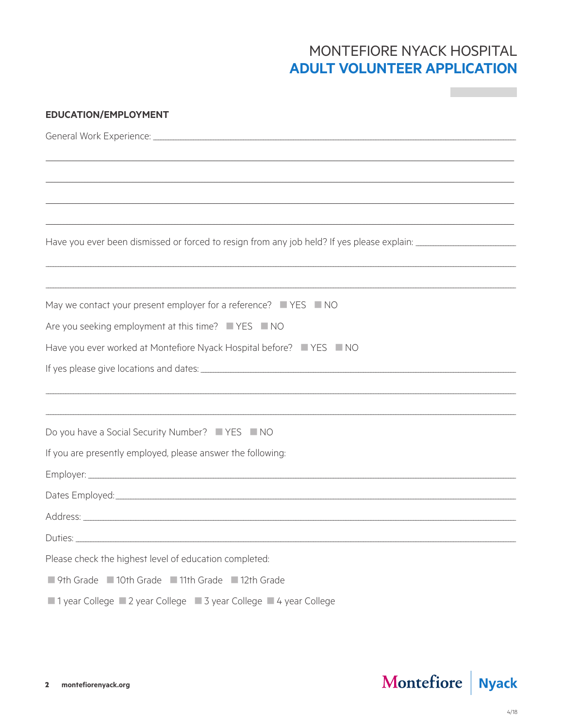MONTEFIORE NYACK HOSPITAL

# ADULT VOLUNTEER APPLICATION

## EDUCATION/EMPLOYMENT

General Work Experience: ___________________________________________

___________________________________________

___________________________________________

___________________________________________

___________________________________________

Have you ever been dismissed or forced to resign from any job held? If yes please explain: ___________

___________________________________________

___________________________________________

May we contact your present employer for a reference? ☐ YES ☐ NO

Are you seeking employment at this time? ☐ YES ☐ NO

Have you ever worked at Montefiore Nyack Hospital before? ☐ YES ☐ NO

If yes please give locations and dates: ___________________________________________

___________________________________________

___________________________________________

Do you have a Social Security Number? ☐ YES ☐ NO

If you are presently employed, please answer the following:

Employer: ___________________________________________

Dates Employed: ___________________________________________

Address: ___________________________________________

Duties: ___________________________________________

Please check the highest level of education completed:

☐ 9th Grade ☐ 10th Grade ☐ 11th Grade ☐ 12th Grade

☐ 1 year College ☐ 2 year College ☐ 3 year College ☐ 4 year College

Montefiore | Nyack

4/18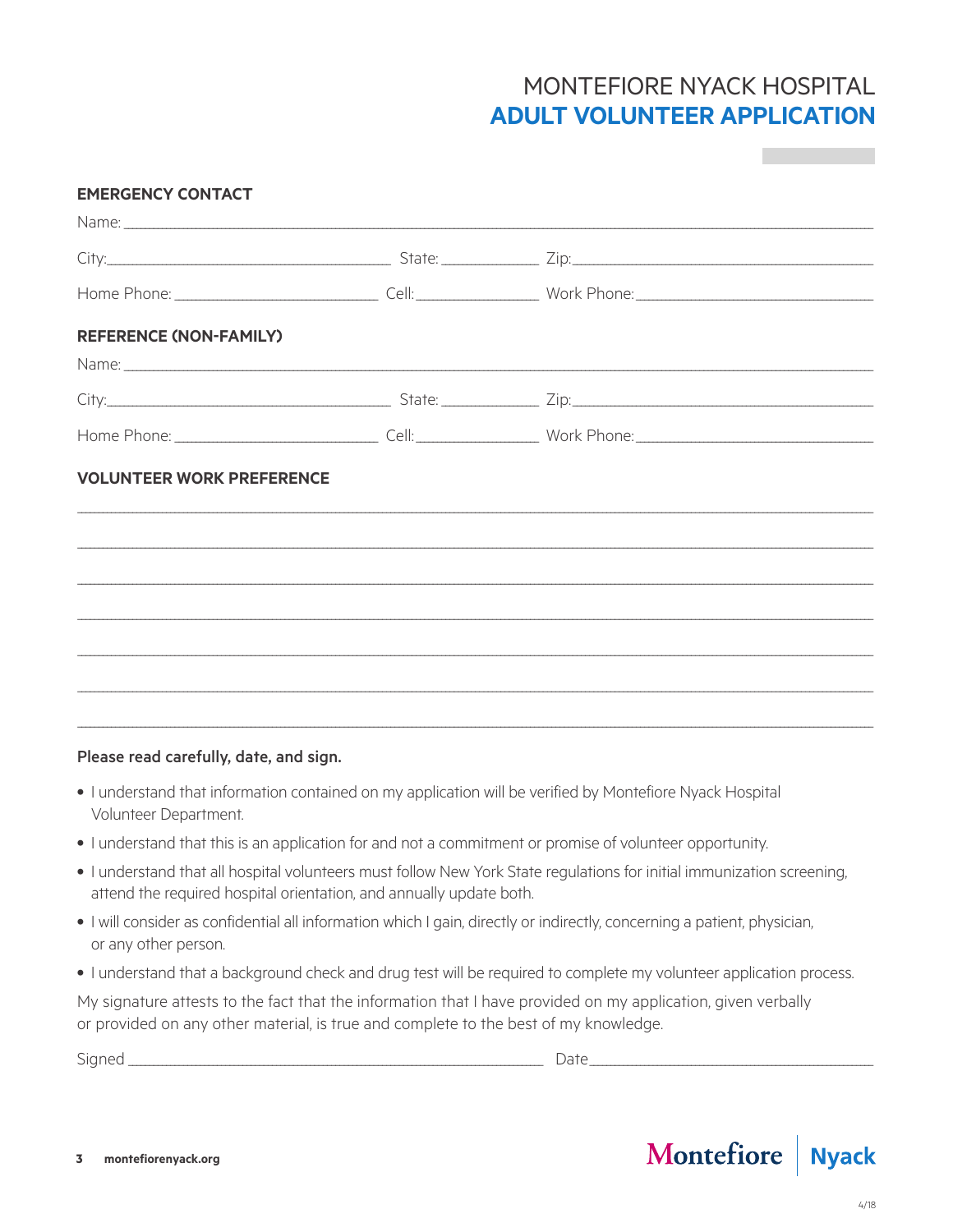# MONTEFIORE NYACK HOSPITAL
## ADULT VOLUNTEER APPLICATION

**EMERGENCY CONTACT**

Name: ______________________________________________

City: ____________________ State: __________ Zip: ____________________

Home Phone: ____________________ Cell: ______________ Work Phone: ____________________

**REFERENCE (NON-FAMILY)**

Name: ______________________________________________

City: ____________________ State: __________ Zip: ____________________

Home Phone: ____________________ Cell: ______________ Work Phone: ____________________

**VOLUNTEER WORK PREFERENCE**

______________________________________________

______________________________________________

______________________________________________

______________________________________________

______________________________________________

______________________________________________

______________________________________________

**Please read carefully, date, and sign.**

- I understand that information contained on my application will be verified by Montefiore Nyack Hospital Volunteer Department.
- I understand that this is an application for and not a commitment or promise of volunteer opportunity.
- I understand that all hospital volunteers must follow New York State regulations for initial immunization screening, attend the required hospital orientation, and annually update both.
- I will consider as confidential all information which I gain, directly or indirectly, concerning a patient, physician, or any other person.
- I understand that a background check and drug test will be required to complete my volunteer application process.

My signature attests to the fact that the information that I have provided on my application, given verbally or provided on any other material, is true and complete to the best of my knowledge.

Signed ______________________________ Date ____________________

montefiorenyack.org

Montefiore | Nyack

4/18